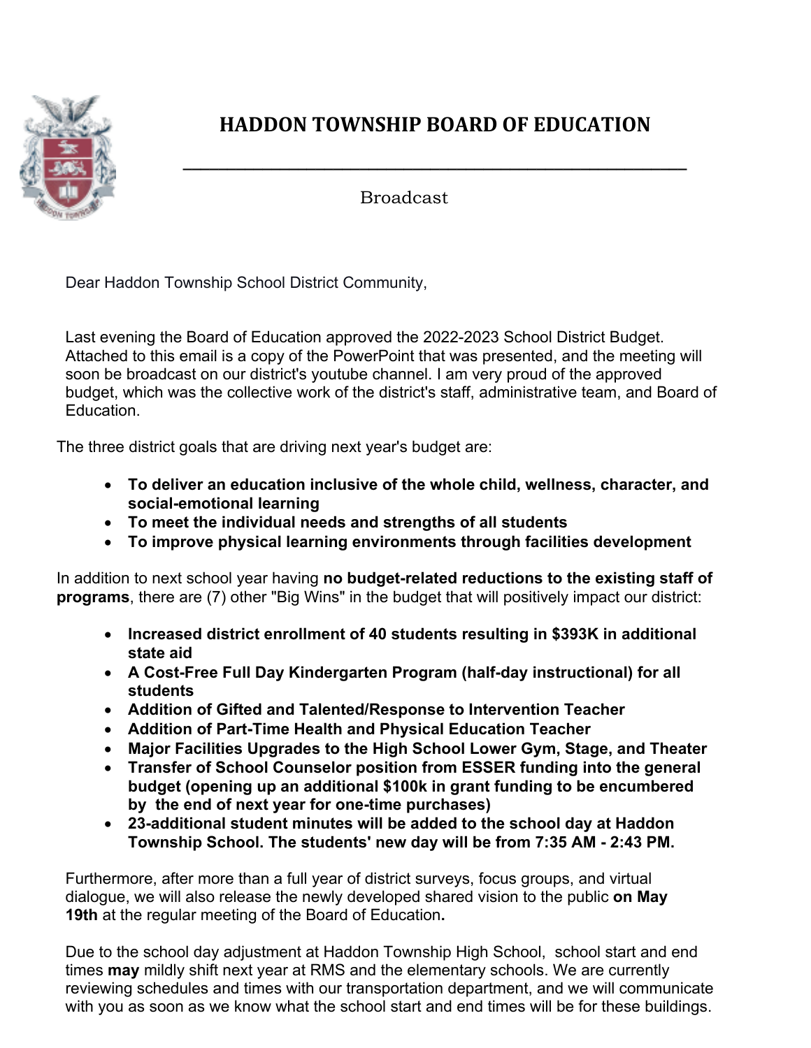# HADDON TOWNSHIP BOARD OF EDUCATION

Broadcast

Dear Haddon Township School District Community,

Last evening the Board of Education approved the 2022-2023 School District Budget. Attached to this email is a copy of the PowerPoint that was presented, and the meeting will soon be broadcast on our district's youtube channel. I am very proud of the approved budget, which was the collective work of the district's staff, administrative team, and Board of Education.

The three district goals that are driving next year's budget are:

- **To deliver an education inclusive of the whole child, wellness, character, and social-emotional learning**
- **To meet the individual needs and strengths of all students**
- **To improve physical learning environments through facilities development**

In addition to next school year having **no budget-related reductions to the existing staff of programs**, there are (7) other "Big Wins" in the budget that will positively impact our district:

- **Increased district enrollment of 40 students resulting in $393K in additional state aid**
- **A Cost-Free Full Day Kindergarten Program (half-day instructional) for all students**
- **Addition of Gifted and Talented/Response to Intervention Teacher**
- **Addition of Part-Time Health and Physical Education Teacher**
- **Major Facilities Upgrades to the High School Lower Gym, Stage, and Theater**
- **Transfer of School Counselor position from ESSER funding into the general budget (opening up an additional $100k in grant funding to be encumbered by the end of next year for one-time purchases)**
- **23-additional student minutes will be added to the school day at Haddon Township School. The students' new day will be from 7:35 AM - 2:43 PM.**

Furthermore, after more than a full year of district surveys, focus groups, and virtual dialogue, we will also release the newly developed shared vision to the public **on May 19th** at the regular meeting of the Board of Education**.**

Due to the school day adjustment at Haddon Township High School, school start and end times **may** mildly shift next year at RMS and the elementary schools. We are currently reviewing schedules and times with our transportation department, and we will communicate with you as soon as we know what the school start and end times will be for these buildings.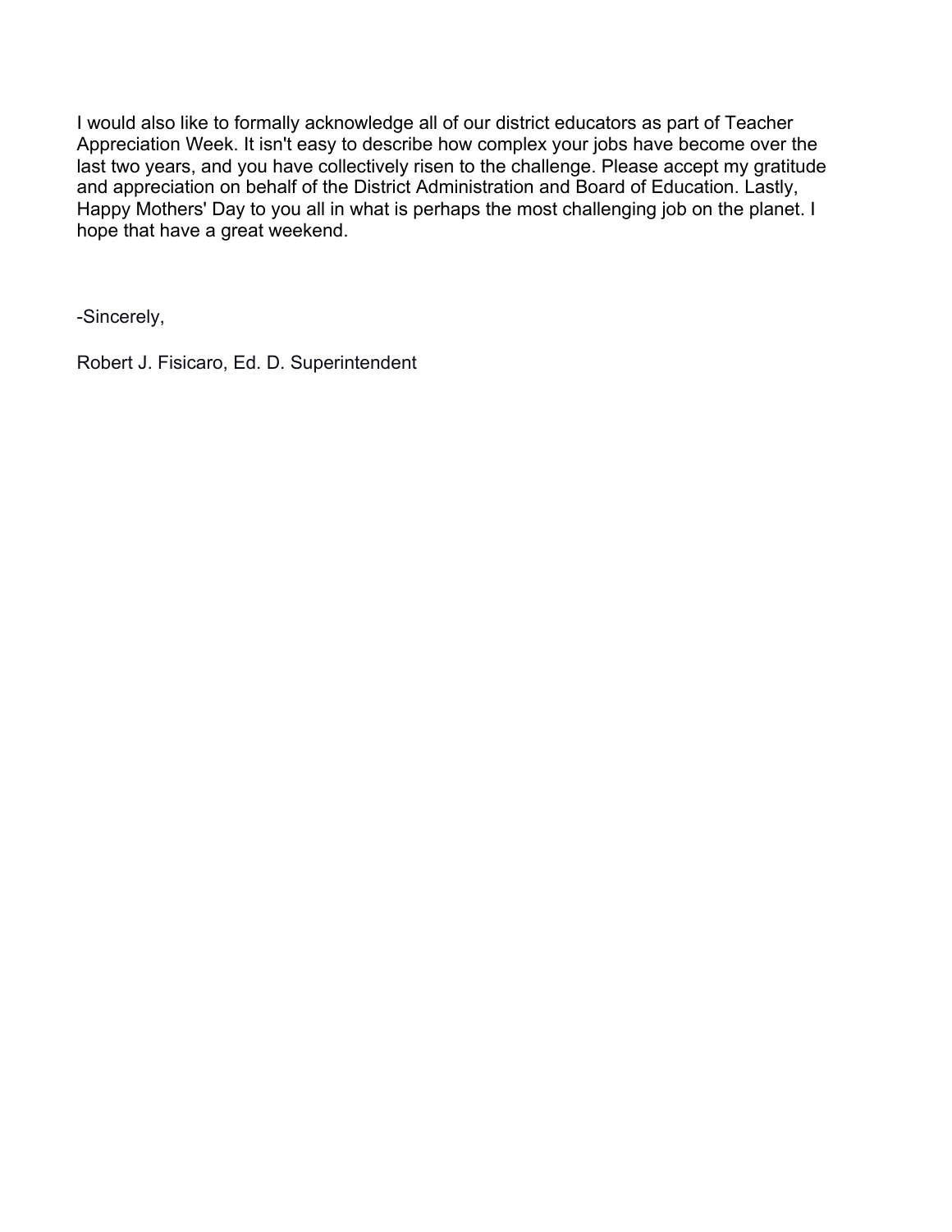I would also like to formally acknowledge all of our district educators as part of Teacher Appreciation Week. It isn't easy to describe how complex your jobs have become over the last two years, and you have collectively risen to the challenge. Please accept my gratitude and appreciation on behalf of the District Administration and Board of Education. Lastly, Happy Mothers' Day to you all in what is perhaps the most challenging job on the planet. I hope that have a great weekend.

-Sincerely,

Robert J. Fisicaro, Ed. D. Superintendent